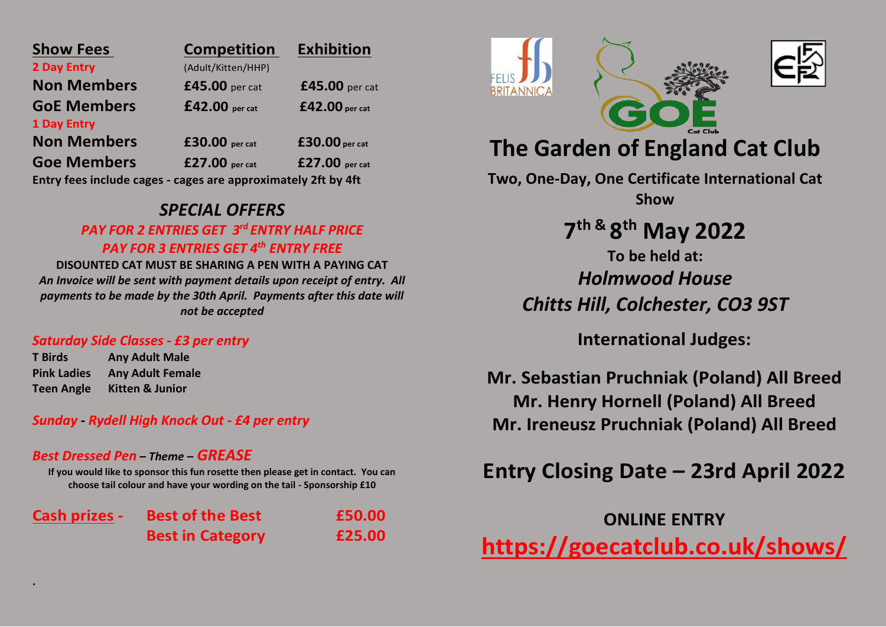| Show Fees | Competition | Exhibition |
| --- | --- | --- |
| **2 Day Entry** | (Adult/Kitten/HHP) | |
| **Non Members** | **£45.00** per cat | **£45.00** per cat |
| **GoE Members** | **£42.00** per cat | **£42.00** per cat |
| **1 Day Entry** | | |
| **Non Members** | **£30.00** per cat | **£30.00** per cat |
| **Goe Members** | **£27.00** per cat | **£27.00** per cat |

**Entry fees include cages - cages are approximately 2ft by 4ft**

## *SPECIAL OFFERS*

***PAY FOR 2 ENTRIES GET 3rd ENTRY HALF PRICE***

***PAY FOR 3 ENTRIES GET 4th ENTRY FREE***

**DISOUNTED CAT MUST BE SHARING A PEN WITH A PAYING CAT**

***An Invoice will be sent with payment details upon receipt of entry. All payments to be made by the 30th April. Payments after this date will not be accepted***

### *Saturday Side Classes - £3 per entry*

| | |
| --- | --- |
| **T Birds** | **Any Adult Male** |
| **Pink Ladies** | **Any Adult Female** |
| **Teen Angle** | **Kitten & Junior** |

### *Sunday - Rydell High Knock Out - £4 per entry*

### *Best Dressed Pen – Theme – GREASE*

**If you would like to sponsor this fun rosette then please get in contact. You can choose tail colour and have your wording on the tail - Sponsorship £10**

| Cash prizes - | | |
| --- | --- | --- |
| | **Best of the Best** | **£50.00** |
| | **Best in Category** | **£25.00** |

FELIS BRITANNICA

GOE Cat Club

# The Garden of England Cat Club

**Two, One-Day, One Certificate International Cat Show**

## 7th & 8th May 2022

**To be held at:**

***Holmwood House***

***Chitts Hill, Colchester, CO3 9ST***

**International Judges:**

**Mr. Sebastian Pruchniak (Poland) All Breed**
**Mr. Henry Hornell (Poland) All Breed**
**Mr. Ireneusz Pruchniak (Poland) All Breed**

## Entry Closing Date – 23rd April 2022

**ONLINE ENTRY**

**https://goecatclub.co.uk/shows/**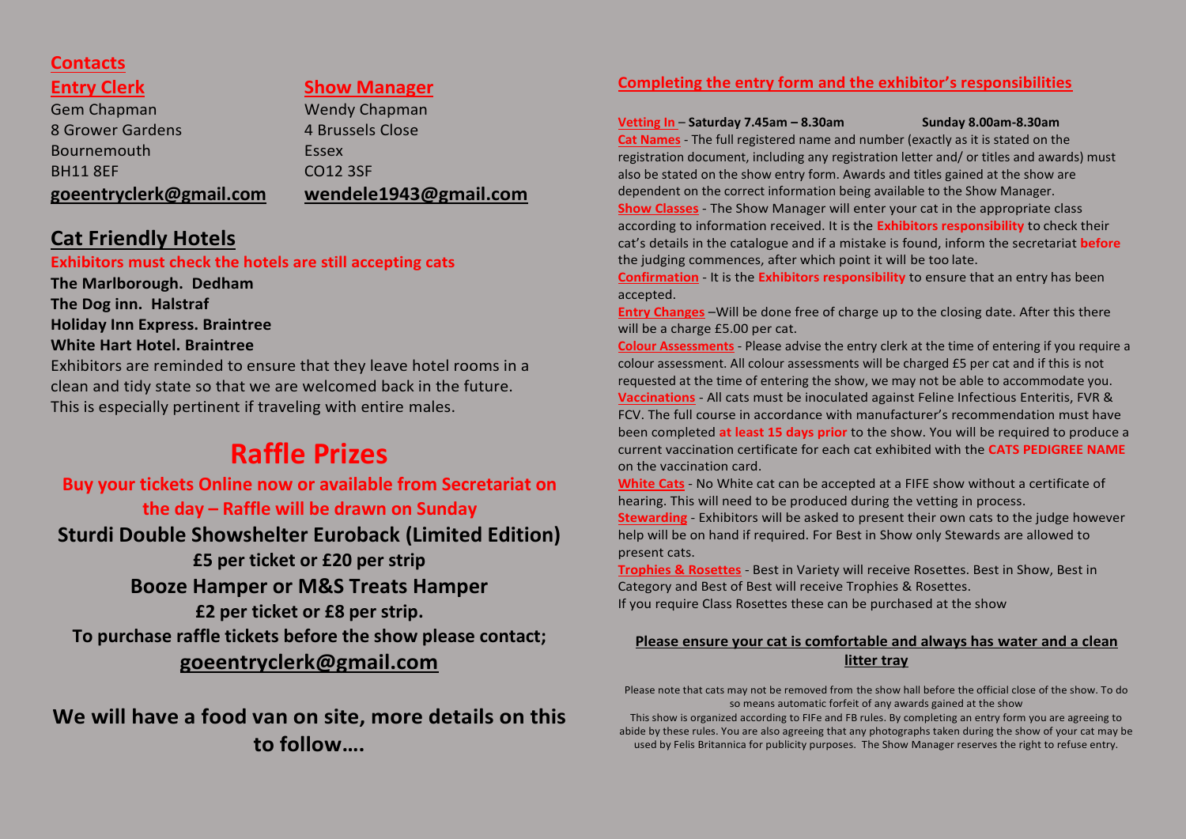## Contacts

**Entry Clerk**

Gem Chapman
8 Grower Gardens
Bournemouth
BH11 8EF
**goeentryclerk@gmail.com**

**Show Manager**

Wendy Chapman
4 Brussels Close
Essex
CO12 3SF
**wendele1943@gmail.com**

## Cat Friendly Hotels

**Exhibitors must check the hotels are still accepting cats**

**The Marlborough. Dedham**
**The Dog inn. Halstraf**
**Holiday Inn Express. Braintree**
**White Hart Hotel. Braintree**

Exhibitors are reminded to ensure that they leave hotel rooms in a clean and tidy state so that we are welcomed back in the future. This is especially pertinent if traveling with entire males.

# Raffle Prizes

**Buy your tickets Online now or available from Secretariat on the day – Raffle will be drawn on Sunday**

**Sturdi Double Showshelter Euroback (Limited Edition)**

**£5 per ticket or £20 per strip**

**Booze Hamper or M&S Treats Hamper**

**£2 per ticket or £8 per strip.**

**To purchase raffle tickets before the show please contact;**

**goeentryclerk@gmail.com**

**We will have a food van on site, more details on this to follow….**

## Completing the entry form and the exhibitor's responsibilities

**Vetting In** – **Saturday 7.45am – 8.30am** **Sunday 8.00am-8.30am**

**Cat Names** - The full registered name and number (exactly as it is stated on the registration document, including any registration letter and/ or titles and awards) must also be stated on the show entry form. Awards and titles gained at the show are dependent on the correct information being available to the Show Manager.

**Show Classes** - The Show Manager will enter your cat in the appropriate class according to information received. It is the **Exhibitors responsibility** to check their cat's details in the catalogue and if a mistake is found, inform the secretariat **before** the judging commences, after which point it will be too late.

**Confirmation** - It is the **Exhibitors responsibility** to ensure that an entry has been accepted.

**Entry Changes** –Will be done free of charge up to the closing date. After this there will be a charge £5.00 per cat.

**Colour Assessments** - Please advise the entry clerk at the time of entering if you require a colour assessment. All colour assessments will be charged £5 per cat and if this is not requested at the time of entering the show, we may not be able to accommodate you.

**Vaccinations** - All cats must be inoculated against Feline Infectious Enteritis, FVR & FCV. The full course in accordance with manufacturer's recommendation must have been completed **at least 15 days prior** to the show. You will be required to produce a current vaccination certificate for each cat exhibited with the **CATS PEDIGREE NAME** on the vaccination card.

**White Cats** - No White cat can be accepted at a FIFE show without a certificate of hearing. This will need to be produced during the vetting in process.

**Stewarding** - Exhibitors will be asked to present their own cats to the judge however help will be on hand if required. For Best in Show only Stewards are allowed to present cats.

**Trophies & Rosettes** - Best in Variety will receive Rosettes. Best in Show, Best in Category and Best of Best will receive Trophies & Rosettes.
If you require Class Rosettes these can be purchased at the show

**Please ensure your cat is comfortable and always has water and a clean litter tray**

Please note that cats may not be removed from the show hall before the official close of the show. To do so means automatic forfeit of any awards gained at the show

This show is organized according to FIFe and FB rules. By completing an entry form you are agreeing to abide by these rules. You are also agreeing that any photographs taken during the show of your cat may be used by Felis Britannica for publicity purposes. The Show Manager reserves the right to refuse entry.